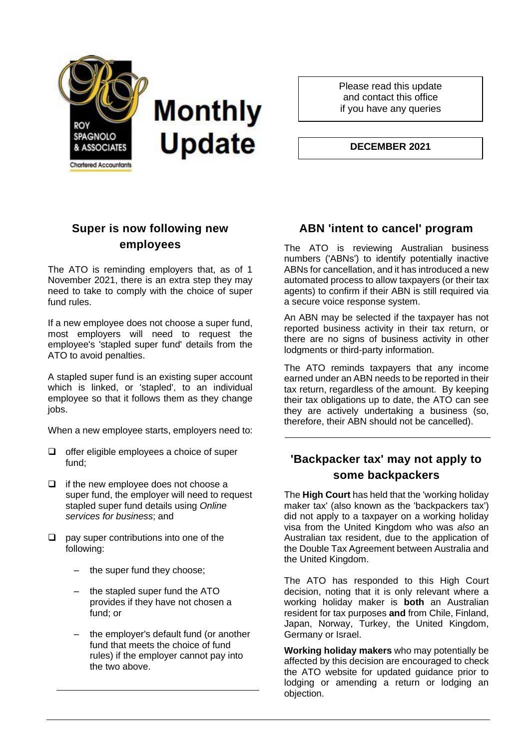ROY SPAGNOLO & ASSOCIATES

Chartered Accountants

# Monthly Update

Please read this update and contact this office if you have any queries

**DECEMBER 2021**

## Super is now following new employees

The ATO is reminding employers that, as of 1 November 2021, there is an extra step they may need to take to comply with the choice of super fund rules.

If a new employee does not choose a super fund, most employers will need to request the employee's 'stapled super fund' details from the ATO to avoid penalties.

A stapled super fund is an existing super account which is linked, or 'stapled', to an individual employee so that it follows them as they change jobs.

When a new employee starts, employers need to:

- offer eligible employees a choice of super fund;
- if the new employee does not choose a super fund, the employer will need to request stapled super fund details using *Online services for business*; and
- pay super contributions into one of the following:
  - the super fund they choose;
  - the stapled super fund the ATO provides if they have not chosen a fund; or
  - the employer's default fund (or another fund that meets the choice of fund rules) if the employer cannot pay into the two above.

## ABN 'intent to cancel' program

The ATO is reviewing Australian business numbers ('ABNs') to identify potentially inactive ABNs for cancellation, and it has introduced a new automated process to allow taxpayers (or their tax agents) to confirm if their ABN is still required via a secure voice response system.

An ABN may be selected if the taxpayer has not reported business activity in their tax return, or there are no signs of business activity in other lodgments or third-party information.

The ATO reminds taxpayers that any income earned under an ABN needs to be reported in their tax return, regardless of the amount. By keeping their tax obligations up to date, the ATO can see they are actively undertaking a business (so, therefore, their ABN should not be cancelled).

## 'Backpacker tax' may not apply to some backpackers

The **High Court** has held that the 'working holiday maker tax' (also known as the 'backpackers tax') did not apply to a taxpayer on a working holiday visa from the United Kingdom who was *also* an Australian tax resident, due to the application of the Double Tax Agreement between Australia and the United Kingdom.

The ATO has responded to this High Court decision, noting that it is only relevant where a working holiday maker is **both** an Australian resident for tax purposes **and** from Chile, Finland, Japan, Norway, Turkey, the United Kingdom, Germany or Israel.

**Working holiday makers** who may potentially be affected by this decision are encouraged to check the ATO website for updated guidance prior to lodging or amending a return or lodging an objection.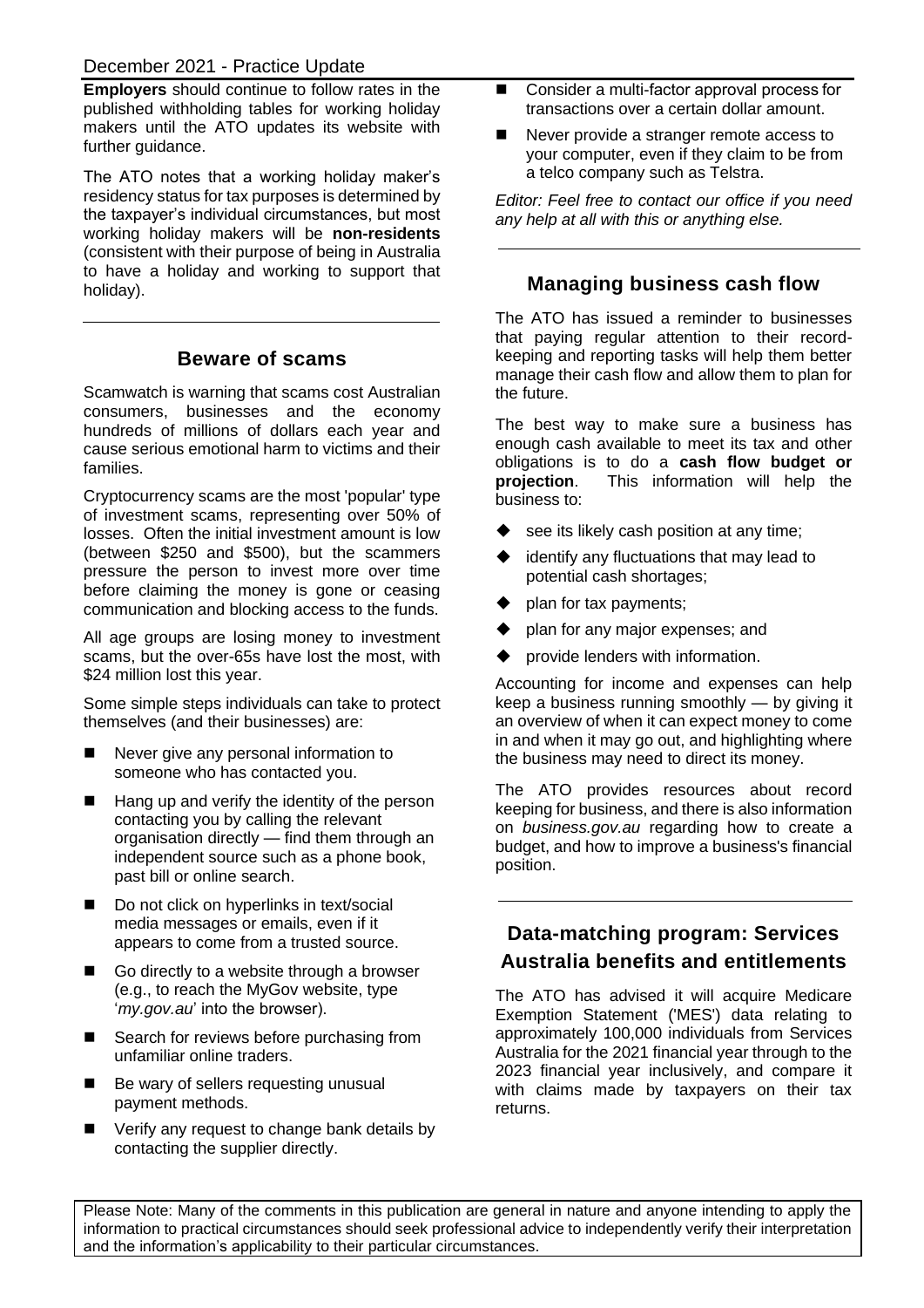**Employers** should continue to follow rates in the published withholding tables for working holiday makers until the ATO updates its website with further guidance.

The ATO notes that a working holiday maker's residency status for tax purposes is determined by the taxpayer's individual circumstances, but most working holiday makers will be **non-residents** (consistent with their purpose of being in Australia to have a holiday and working to support that holiday).

## Beware of scams

Scamwatch is warning that scams cost Australian consumers, businesses and the economy hundreds of millions of dollars each year and cause serious emotional harm to victims and their families.

Cryptocurrency scams are the most 'popular' type of investment scams, representing over 50% of losses. Often the initial investment amount is low (between $250 and $500), but the scammers pressure the person to invest more over time before claiming the money is gone or ceasing communication and blocking access to the funds.

All age groups are losing money to investment scams, but the over-65s have lost the most, with $24 million lost this year.

Some simple steps individuals can take to protect themselves (and their businesses) are:

- Never give any personal information to someone who has contacted you.
- Hang up and verify the identity of the person contacting you by calling the relevant organisation directly — find them through an independent source such as a phone book, past bill or online search.
- Do not click on hyperlinks in text/social media messages or emails, even if it appears to come from a trusted source.
- Go directly to a website through a browser (e.g., to reach the MyGov website, type '*my.gov.au*' into the browser).
- Search for reviews before purchasing from unfamiliar online traders.
- Be wary of sellers requesting unusual payment methods.
- Verify any request to change bank details by contacting the supplier directly.
- Consider a multi-factor approval process for transactions over a certain dollar amount.
- Never provide a stranger remote access to your computer, even if they claim to be from a telco company such as Telstra.

*Editor: Feel free to contact our office if you need any help at all with this or anything else.*

## Managing business cash flow

The ATO has issued a reminder to businesses that paying regular attention to their record-keeping and reporting tasks will help them better manage their cash flow and allow them to plan for the future.

The best way to make sure a business has enough cash available to meet its tax and other obligations is to do a **cash flow budget or projection**. This information will help the business to:

- see its likely cash position at any time;
- identify any fluctuations that may lead to potential cash shortages;
- plan for tax payments;
- plan for any major expenses; and
- provide lenders with information.

Accounting for income and expenses can help keep a business running smoothly — by giving it an overview of when it can expect money to come in and when it may go out, and highlighting where the business may need to direct its money.

The ATO provides resources about record keeping for business, and there is also information on *business.gov.au* regarding how to create a budget, and how to improve a business's financial position.

## Data-matching program: Services Australia benefits and entitlements

The ATO has advised it will acquire Medicare Exemption Statement ('MES') data relating to approximately 100,000 individuals from Services Australia for the 2021 financial year through to the 2023 financial year inclusively, and compare it with claims made by taxpayers on their tax returns.

Please Note: Many of the comments in this publication are general in nature and anyone intending to apply the information to practical circumstances should seek professional advice to independently verify their interpretation and the information's applicability to their particular circumstances.